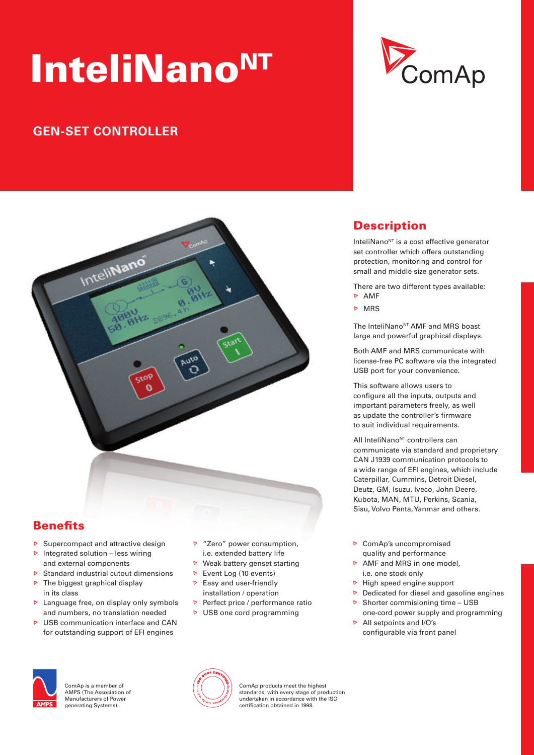# InteliNano$^{NT}$

## GEN-SET CONTROLLER

## Description

InteliNano$^{NT}$ is a cost effective generator set controller which offers outstanding protection, monitoring and control for small and middle size generator sets.

There are two different types available:

- AMF
- MRS

The InteliNano$^{NT}$ AMF and MRS boast large and powerful graphical displays.

Both AMF and MRS communicate with license-free PC software via the integrated USB port for your convenience.

This software allows users to configure all the inputs, outputs and important parameters freely, as well as update the controller's firmware to suit individual requirements.

All InteliNano$^{NT}$ controllers can communicate via standard and proprietary CAN J1939 communication protocols to a wide range of EFI engines, which include Caterpillar, Cummins, Detroit Diesel, Deutz, GM, Isuzu, Iveco, John Deere, Kubota, MAN, MTU, Perkins, Scania, Sisu, Volvo Penta, Yanmar and others.

## Benefits

- Supercompact and attractive design
- Integrated solution – less wiring and external components
- Standard industrial cutout dimensions
- The biggest graphical display in its class
- Language free, on display only symbols and numbers, no translation needed
- USB communication interface and CAN for outstanding support of EFI engines
- "Zero" power consumption, i.e. extended battery life
- Weak battery genset starting
- Event Log (10 events)
- Easy and user-friendly installation / operation
- Perfect price / performance ratio
- USB one cord programming
- ComAp's uncompromised quality and performance
- AMF and MRS in one model, i.e. one stock only
- High speed engine support
- Dedicated for diesel and gasoline engines
- Shorter commisioning time – USB one-cord power supply and programming
- All setpoints and I/O's configurable via front panel

ComAp is a member of AMPS (The Association of Manufacturers of Power generating Systems).

ComAp products meet the highest standards, with every stage of production undertaken in accordance with the ISO certification obtained in 1998.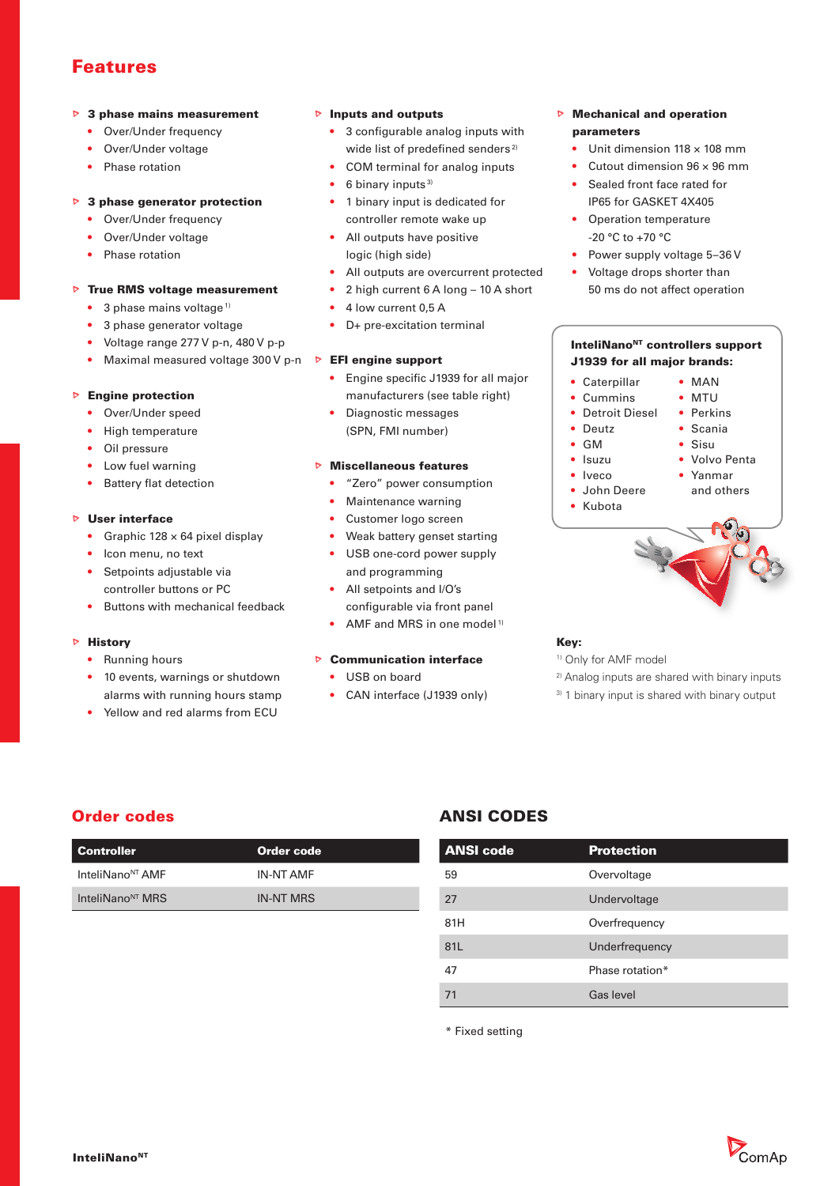# Features

### 3 phase mains measurement

- Over/Under frequency
- Over/Under voltage
- Phase rotation

### 3 phase generator protection

- Over/Under frequency
- Over/Under voltage
- Phase rotation

### True RMS voltage measurement

- 3 phase mains voltage [1]
- 3 phase generator voltage
- Voltage range 277 V p-n, 480 V p-p
- Maximal measured voltage 300 V p-n

### Engine protection

- Over/Under speed
- High temperature
- Oil pressure
- Low fuel warning
- Battery flat detection

### User interface

- Graphic 128 × 64 pixel display
- Icon menu, no text
- Setpoints adjustable via controller buttons or PC
- Buttons with mechanical feedback

### History

- Running hours
- 10 events, warnings or shutdown alarms with running hours stamp
- Yellow and red alarms from ECU

### Inputs and outputs

- 3 configurable analog inputs with wide list of predefined senders [2]
- COM terminal for analog inputs
- 6 binary inputs [3]
- 1 binary input is dedicated for controller remote wake up
- All outputs have positive logic (high side)
- All outputs are overcurrent protected
- 2 high current 6 A long – 10 A short
- 4 low current 0,5 A
- D+ pre-excitation terminal

### EFI engine support

- Engine specific J1939 for all major manufacturers (see table right)
- Diagnostic messages (SPN, FMI number)

### Miscellaneous features

- "Zero" power consumption
- Maintenance warning
- Customer logo screen
- Weak battery genset starting
- USB one-cord power supply and programming
- All setpoints and I/O's configurable via front panel
- AMF and MRS in one model [1]

### Communication interface

- USB on board
- CAN interface (J1939 only)

### Mechanical and operation parameters

- Unit dimension 118 × 108 mm
- Cutout dimension 96 × 96 mm
- Sealed front face rated for IP65 for GASKET 4X405
- Operation temperature -20 °C to +70 °C
- Power supply voltage 5–36 V
- Voltage drops shorter than 50 ms do not affect operation

**InteliNano^NT controllers support J1939 for all major brands:**

- Caterpillar
- Cummins
- Detroit Diesel
- Deutz
- GM
- Isuzu
- Iveco
- John Deere
- Kubota
- MAN
- MTU
- Perkins
- Scania
- Sisu
- Volvo Penta
- Yanmar and others

**Key:**

[1] Only for AMF model
[2] Analog inputs are shared with binary inputs
[3] 1 binary input is shared with binary output

## Order codes

| Controller | Order code |
|---|---|
| InteliNano^NT AMF | IN-NT AMF |
| InteliNano^NT MRS | IN-NT MRS |

## ANSI CODES

| ANSI code | Protection |
|---|---|
| 59 | Overvoltage |
| 27 | Undervoltage |
| 81H | Overfrequency |
| 81L | Underfrequency |
| 47 | Phase rotation* |
| 71 | Gas level |

\* Fixed setting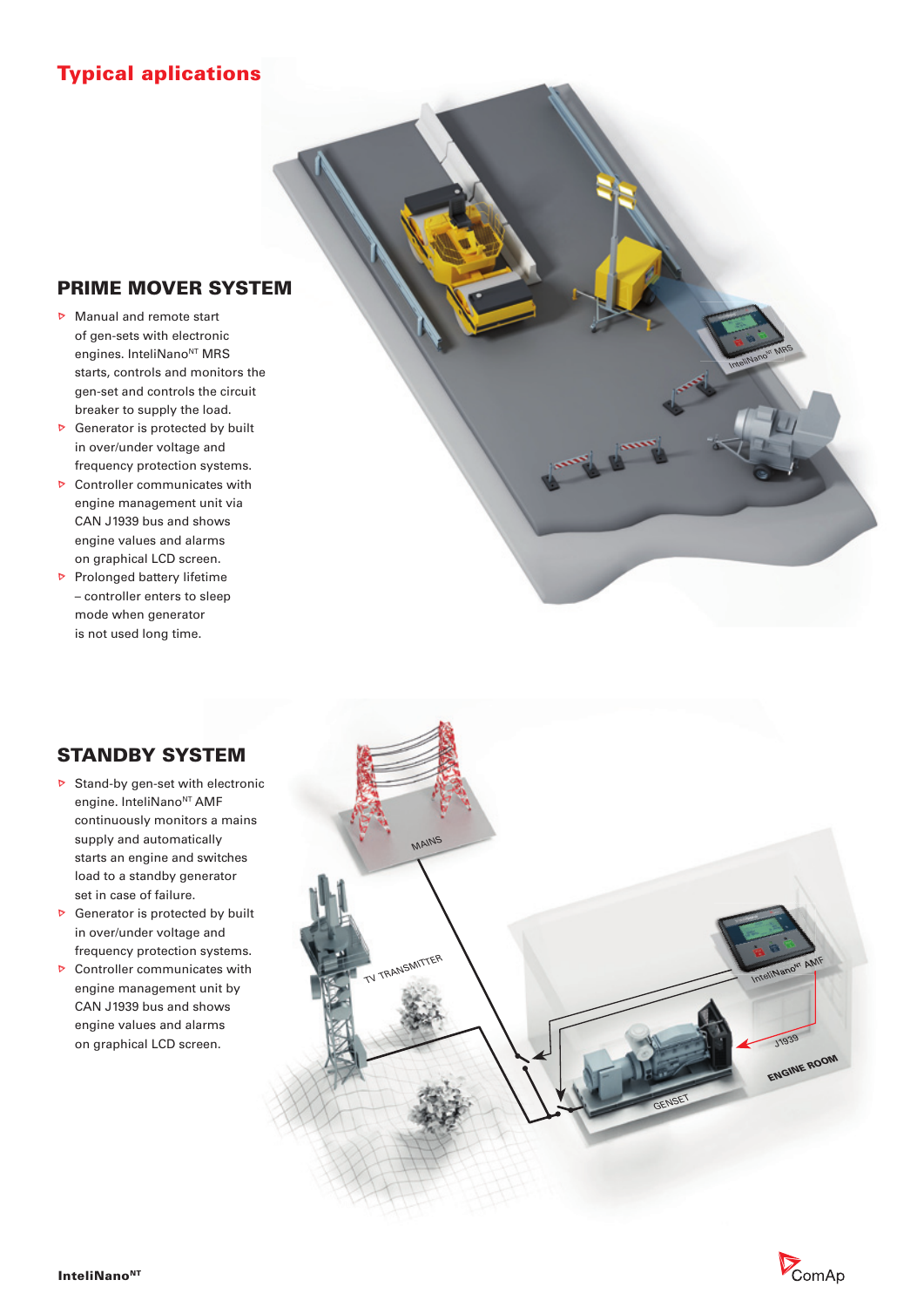# Typical aplications

## PRIME MOVER SYSTEM

- Manual and remote start of gen-sets with electronic engines. InteliNano[NT] MRS starts, controls and monitors the gen-set and controls the circuit breaker to supply the load.
- Generator is protected by built in over/under voltage and frequency protection systems.
- Controller communicates with engine management unit via CAN J1939 bus and shows engine values and alarms on graphical LCD screen.
- Prolonged battery lifetime – controller enters to sleep mode when generator is not used long time.

## STANDBY SYSTEM

- Stand-by gen-set with electronic engine. InteliNano[NT] AMF continuously monitors a mains supply and automatically starts an engine and switches load to a standby generator set in case of failure.
- Generator is protected by built in over/under voltage and frequency protection systems.
- Controller communicates with engine management unit by CAN J1939 bus and shows engine values and alarms on graphical LCD screen.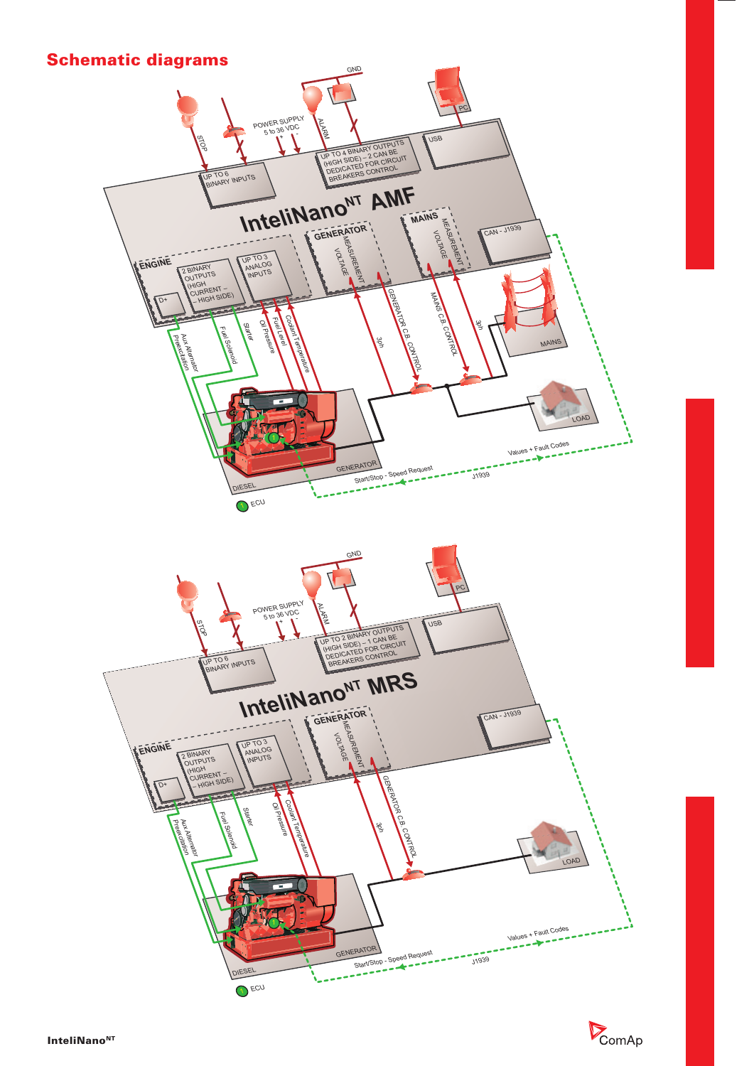## Schematic diagrams

STOP

POWER SUPPLY
5 to 36 VDC
+ -

ALARM

GND

PC

UP TO 6
BINARY INPUTS

UP TO 4 BINARY OUTPUTS
(HIGH SIDE) – 2 CAN BE
DEDICATED FOR CIRCUIT
BREAKERS CONTROL

USB

InteliNano[NT] AMF

ENGINE

2 BINARY
OUTPUTS
(HIGH
CURRENT –
– HIGH SIDE)

UP TO 3
ANALOG
INPUTS

D+

GENERATOR
MEASUREMENT
VOLTAGE

MAINS
MEASUREMENT
VOLTAGE

CAN - J1939

Aux Alternator
Preexcitation

Fuel Solenoid

Starter

Oil Pressure

Fuel Level

Coolant Temperature

3ph

GENERATOR C.B. CONTROL

MAINS C.B. CONTROL

3ph

MAINS

LOAD

Values + Fault Codes

J1939

Start/Stop - Speed Request

GENERATOR

DIESEL

ECU

STOP

POWER SUPPLY
5 to 36 VDC
+ -

ALARM

GND

PC

UP TO 6
BINARY INPUTS

UP TO 2 BINARY OUTPUTS
(HIGH SIDE) – 1 CAN BE
DEDICATED FOR CIRCUIT
BREAKERS CONTROL

USB

InteliNano[NT] MRS

ENGINE

2 BINARY
OUTPUTS
(HIGH
CURRENT –
– HIGH SIDE)

UP TO 3
ANALOG
INPUTS

D+

GENERATOR
MEASUREMENT
VOLTAGE

CAN - J1939

Aux Alternator
Preexcitation

Fuel Solenoid

Starter

Oil Pressure

Coolant Temperature

3ph

GENERATOR C.B. CONTROL

LOAD

Values + Fault Codes

J1939

Start/Stop - Speed Request

GENERATOR

DIESEL

ECU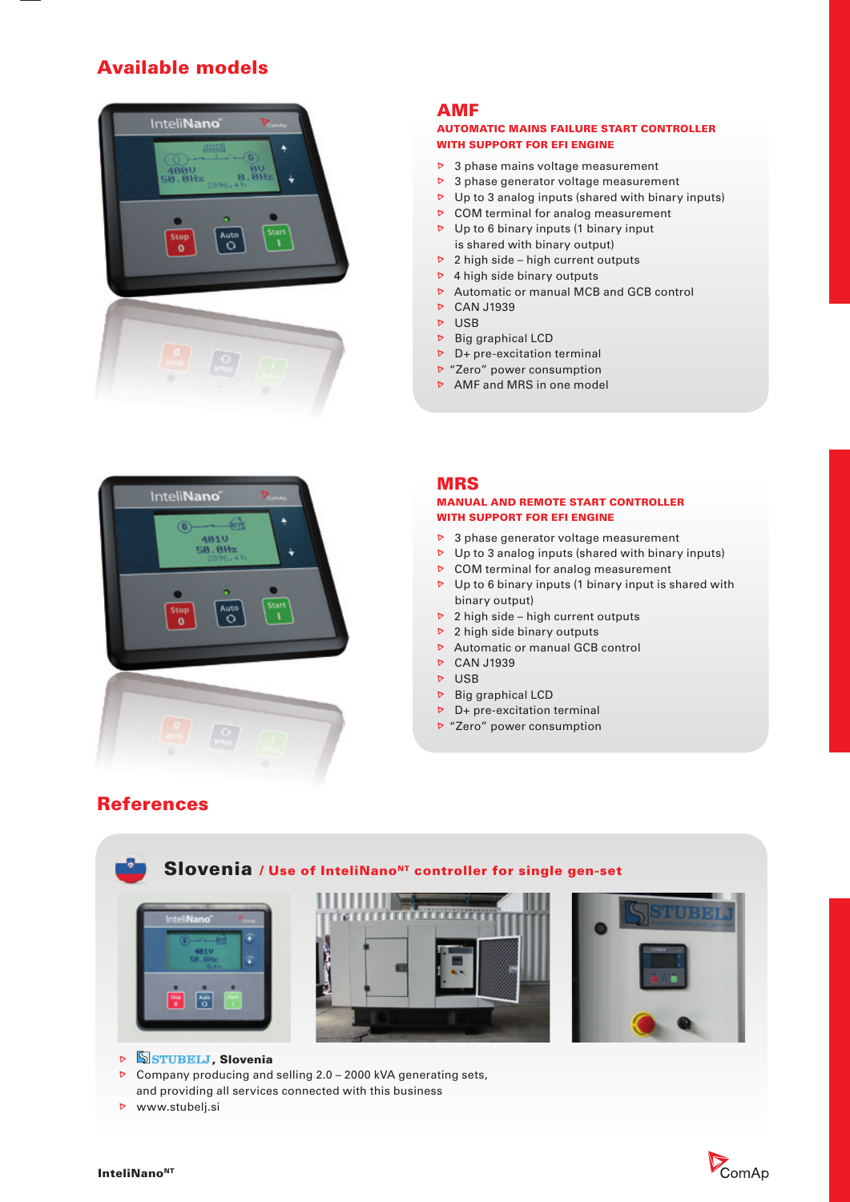## Available models

### AMF

**AUTOMATIC MAINS FAILURE START CONTROLLER WITH SUPPORT FOR EFI ENGINE**

- 3 phase mains voltage measurement
- 3 phase generator voltage measurement
- Up to 3 analog inputs (shared with binary inputs)
- COM terminal for analog measurement
- Up to 6 binary inputs (1 binary input is shared with binary output)
- 2 high side – high current outputs
- 4 high side binary outputs
- Automatic or manual MCB and GCB control
- CAN J1939
- USB
- Big graphical LCD
- D+ pre-excitation terminal
- "Zero" power consumption
- AMF and MRS in one model

### MRS

**MANUAL AND REMOTE START CONTROLLER WITH SUPPORT FOR EFI ENGINE**

- 3 phase generator voltage measurement
- Up to 3 analog inputs (shared with binary inputs)
- COM terminal for analog measurement
- Up to 6 binary inputs (1 binary input is shared with binary output)
- 2 high side – high current outputs
- 2 high side binary outputs
- Automatic or manual GCB control
- CAN J1939
- USB
- Big graphical LCD
- D+ pre-excitation terminal
- "Zero" power consumption

## References

### Slovenia / Use of InteliNano$^{NT}$ controller for single gen-set

- **STUBELJ, Slovenia**
- Company producing and selling 2.0 – 2000 kVA generating sets, and providing all services connected with this business
- www.stubelj.si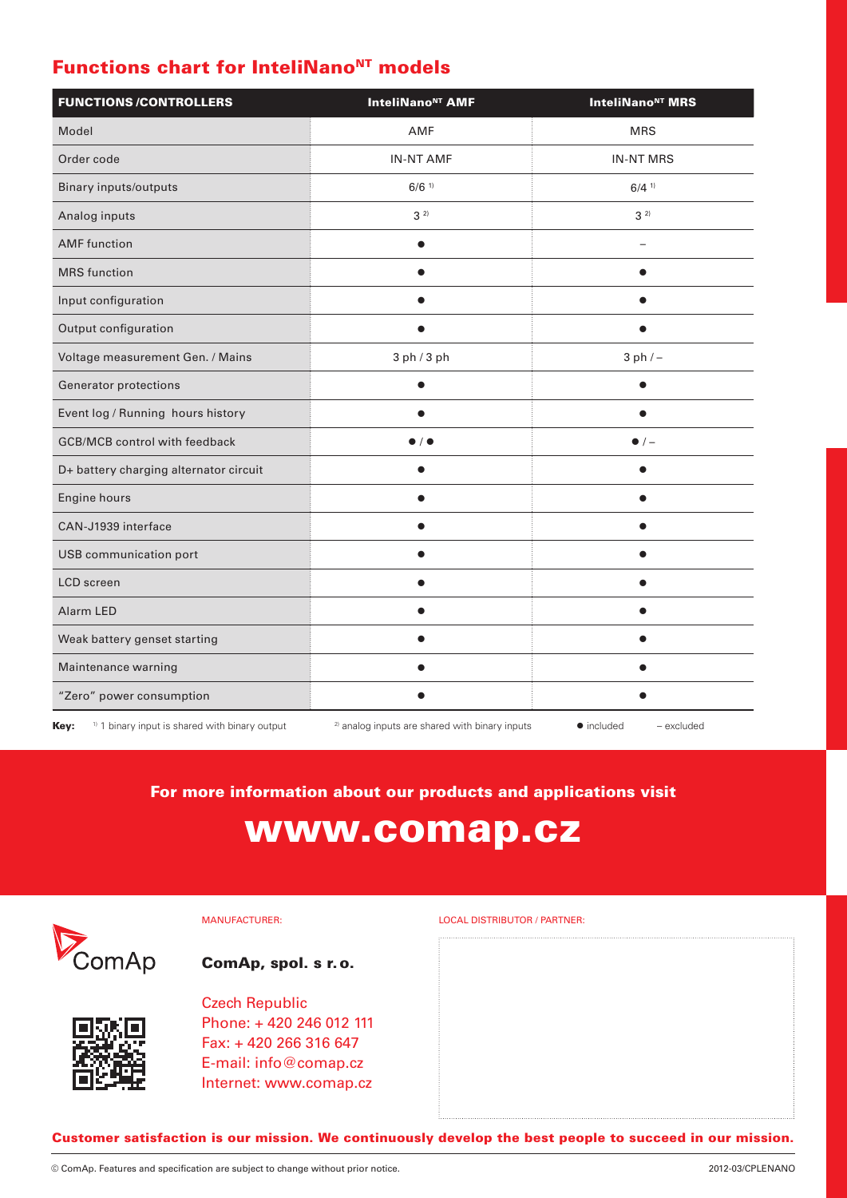## Functions chart for InteliNano$^{NT}$ models

| FUNCTIONS /CONTROLLERS | InteliNano$^{NT}$ AMF | InteliNano$^{NT}$ MRS |
|---|---|---|
| Model | AMF | MRS |
| Order code | IN-NT AMF | IN-NT MRS |
| Binary inputs/outputs | 6/6 [1] | 6/4 [1] |
| Analog inputs | 3 [2] | 3 [2] |
| AMF function | ● | – |
| MRS function | ● | ● |
| Input configuration | ● | ● |
| Output configuration | ● | ● |
| Voltage measurement Gen. / Mains | 3 ph / 3 ph | 3 ph / – |
| Generator protections | ● | ● |
| Event log / Running hours history | ● | ● |
| GCB/MCB control with feedback | ● / ● | ● / – |
| D+ battery charging alternator circuit | ● | ● |
| Engine hours | ● | ● |
| CAN-J1939 interface | ● | ● |
| USB communication port | ● | ● |
| LCD screen | ● | ● |
| Alarm LED | ● | ● |
| Weak battery genset starting | ● | ● |
| Maintenance warning | ● | ● |
| "Zero" power consumption | ● | ● |

**Key:** [1] 1 binary input is shared with binary output [2] analog inputs are shared with binary inputs ● included – excluded

**For more information about our products and applications visit**

# www.comap.cz

MANUFACTURER:

**ComAp, spol. s r. o.**

Czech Republic
Phone: + 420 246 012 111
Fax: + 420 266 316 647
E-mail: info@comap.cz
Internet: www.comap.cz

LOCAL DISTRIBUTOR / PARTNER:

**Customer satisfaction is our mission. We continuously develop the best people to succeed in our mission.**

© ComAp. Features and specification are subject to change without prior notice.

2012-03/CPLENANO